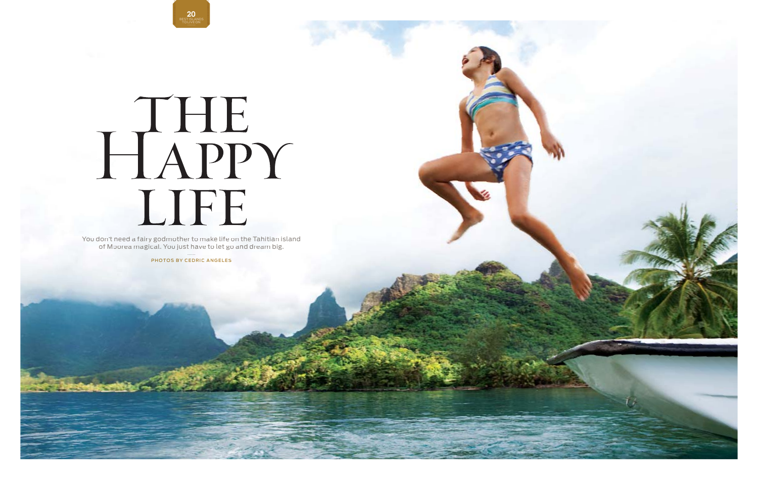# THE HAPPY LIFE

You don't need a fairy godmother to make life on the Tahitian island of Moorea magical. You just have to let go and dream big.

PHOTOS BY CEDRIC ANGELES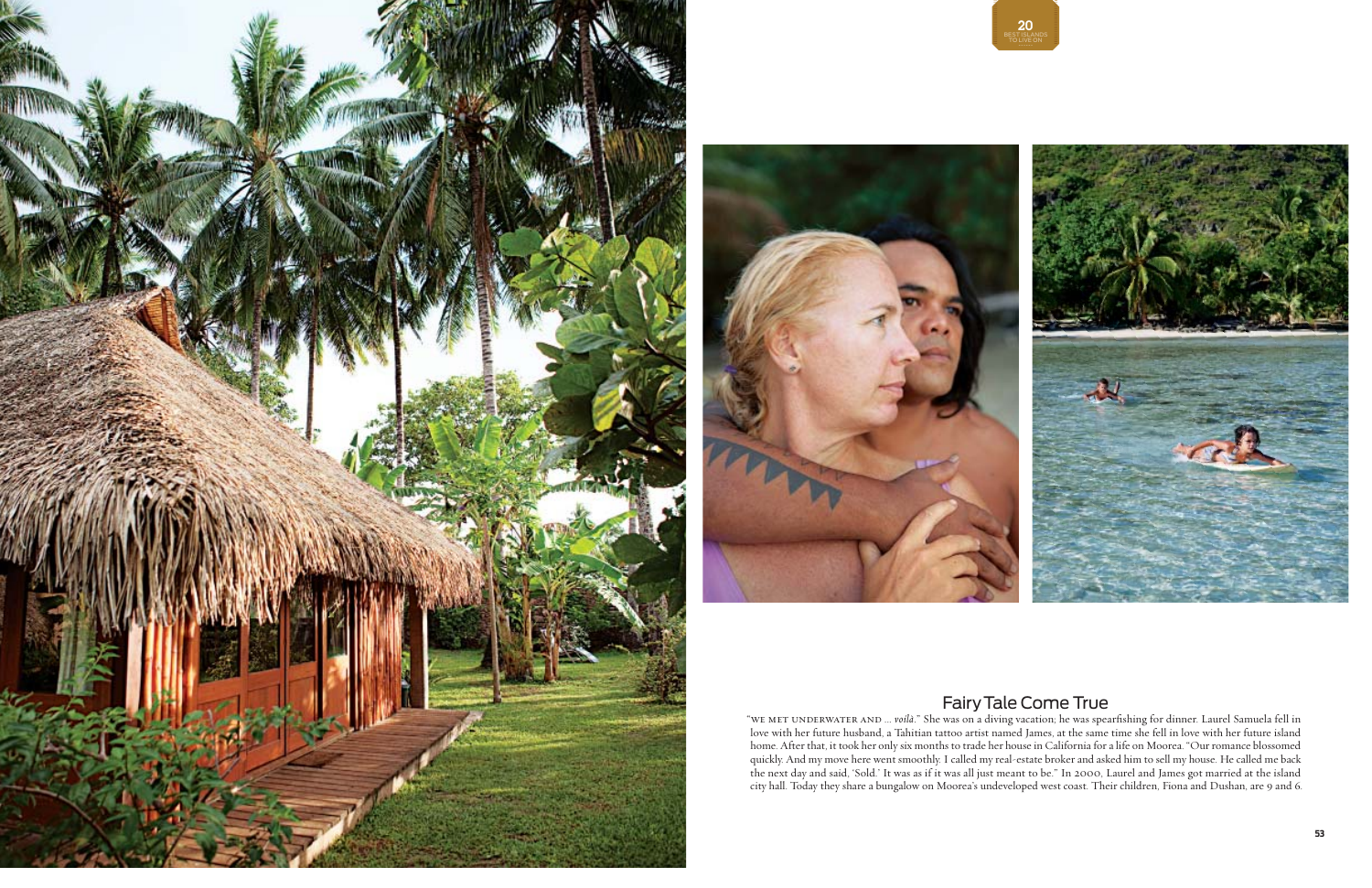## Fairy Tale Come True

"WE MET UNDERWATER AND ... *voilà*." She was on a diving vacation; he was spearfishing for dinner. Laurel Samuela fell in love with her future husband, a Tahitian tattoo artist named James, at the same time she fell in love with her future island home. After that, it took her only six months to trade her house in California for a life on Moorea. "Our romance blossomed quickly. And my move here went smoothly. I called my real-estate broker and asked him to sell my house. He called me back the next day and said, 'Sold.' It was as if it was all just meant to be." In 2000, Laurel and James got married at the island city hall. Today they share a bungalow on Moorea's undeveloped west coast. Their children, Fiona and Dushan, are 9 and 6.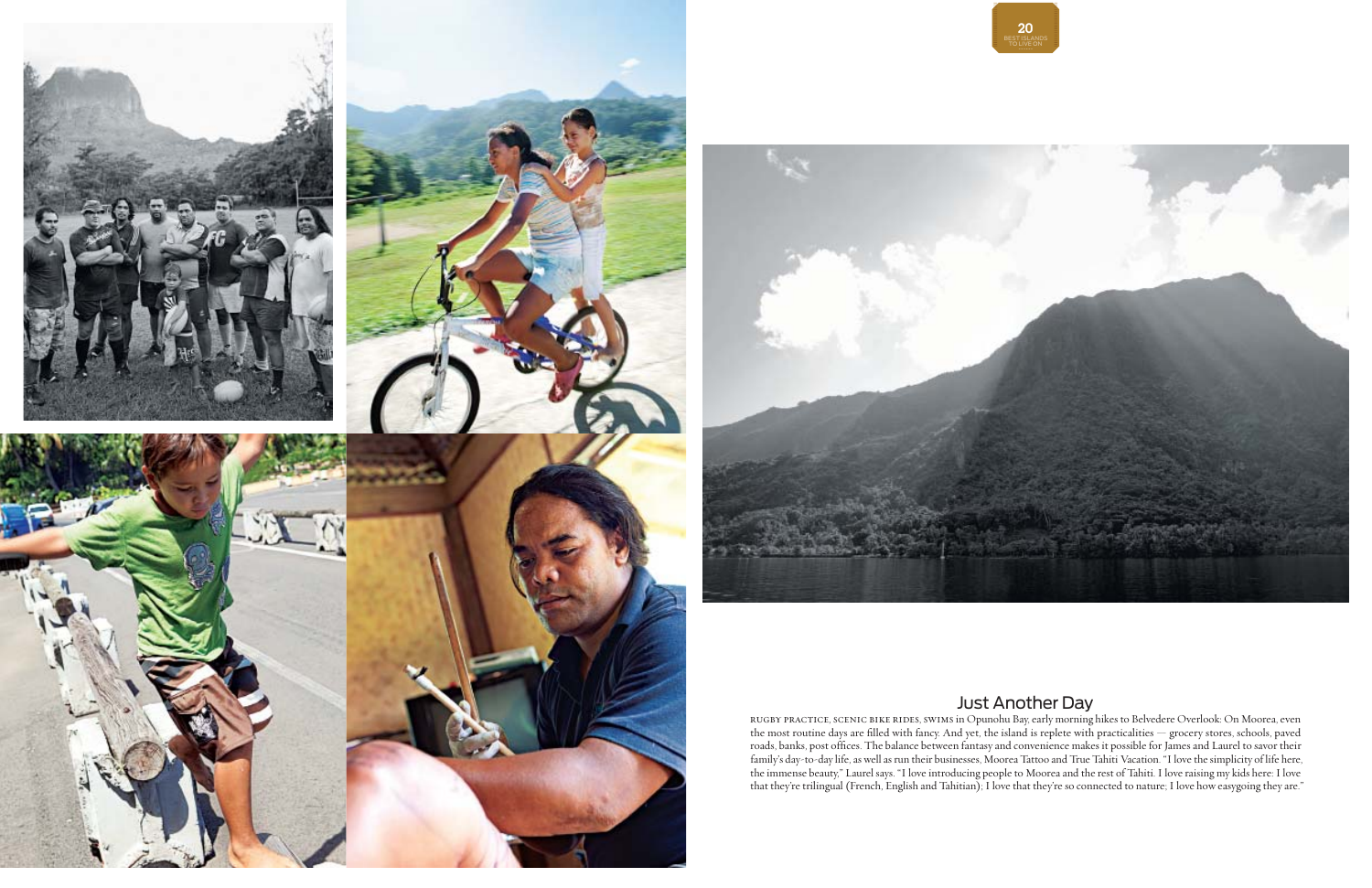## Just Another Day

RUGBY PRACTICE, SCENIC BIKE RIDES, SWIMS in Opunohu Bay, early morning hikes to Belvedere Overlook: On Moorea, even the most routine days are filled with fancy. And yet, the island is replete with practicalities — grocery stores, schools, paved roads, banks, post offices. The balance between fantasy and convenience makes it possible for James and Laurel to savor their family's day-to-day life, as well as run their businesses, Moorea Tattoo and True Tahiti Vacation. "I love the simplicity of life here, the immense beauty," Laurel says. "I love introducing people to Moorea and the rest of Tahiti. I love raising my kids here: I love that they're trilingual (French, English and Tahitian); I love that they're so connected to nature; I love how easygoing they are."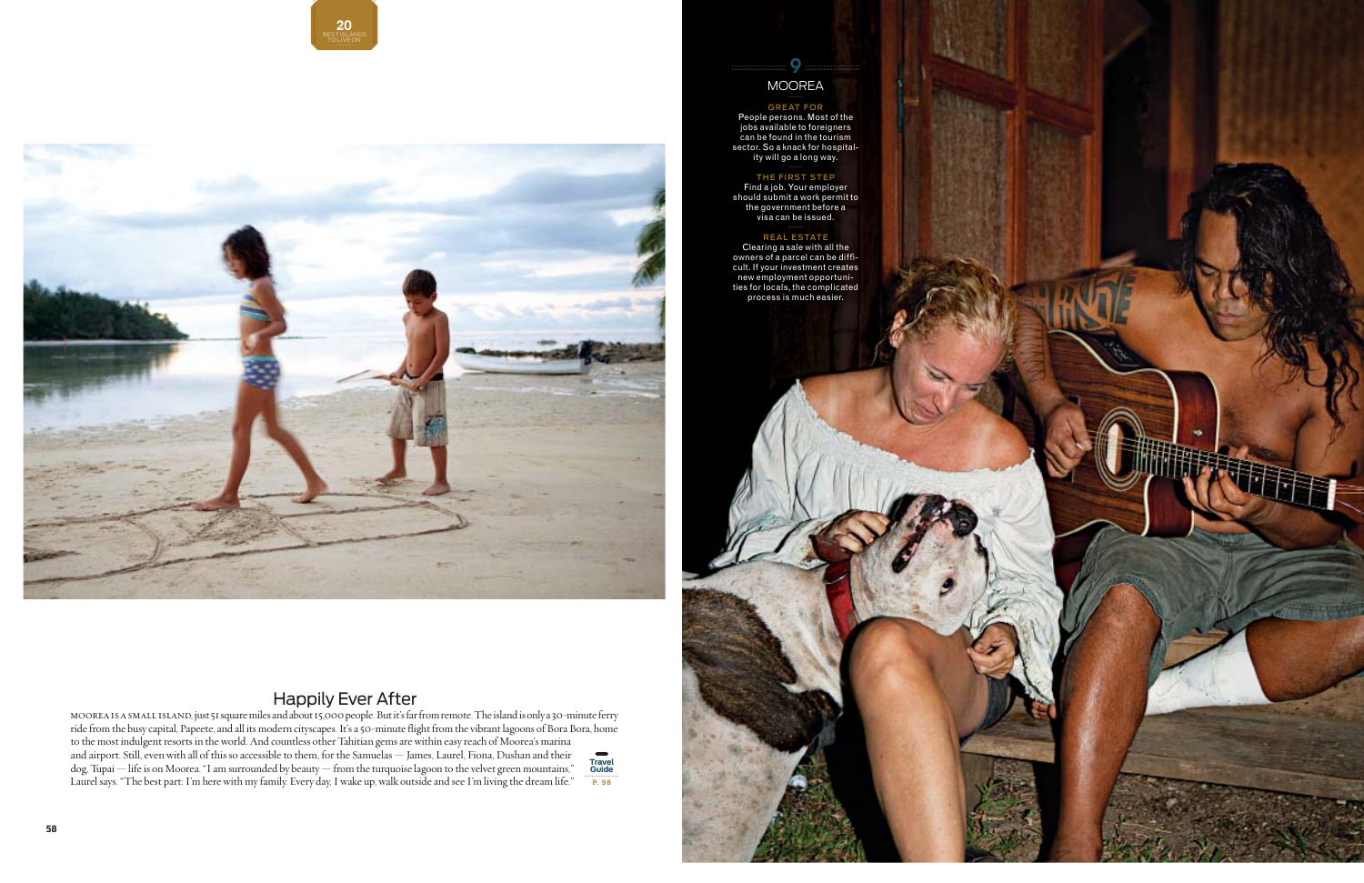## 9 MOOREA

**GREAT FOR**
People persons. Most of the jobs available to foreigners can be found in the tourism sector. So a knack for hospitality will go a long way.

**THE FIRST STEP**
Find a job. Your employer should submit a work permit to the government before a visa can be issued.

**REAL ESTATE**
Clearing a sale with all the owners of a parcel can be difficult. If your investment creates new employment opportunities for locals, the complicated process is much easier.

## Happily Ever After

MOOREA IS A SMALL ISLAND, just 51 square miles and about 15,000 people. But it's far from remote. The island is only a 30-minute ferry ride from the busy capital, Papeete, and all its modern cityscapes. It's a 50-minute flight from the vibrant lagoons of Bora Bora, home to the most indulgent resorts in the world. And countless other Tahitian gems are within easy reach of Moorea's marina and airport. Still, even with all of this so accessible to them, for the Samuelas — James, Laurel, Fiona, Dushan and their dog, Tupai — life is on Moorea. "I am surrounded by beauty — from the turquoise lagoon to the velvet green mountains," Laurel says. "The best part: I'm here with my family. Every day, I wake up, walk outside and see I'm living the dream life."

Travel Guide P. 98